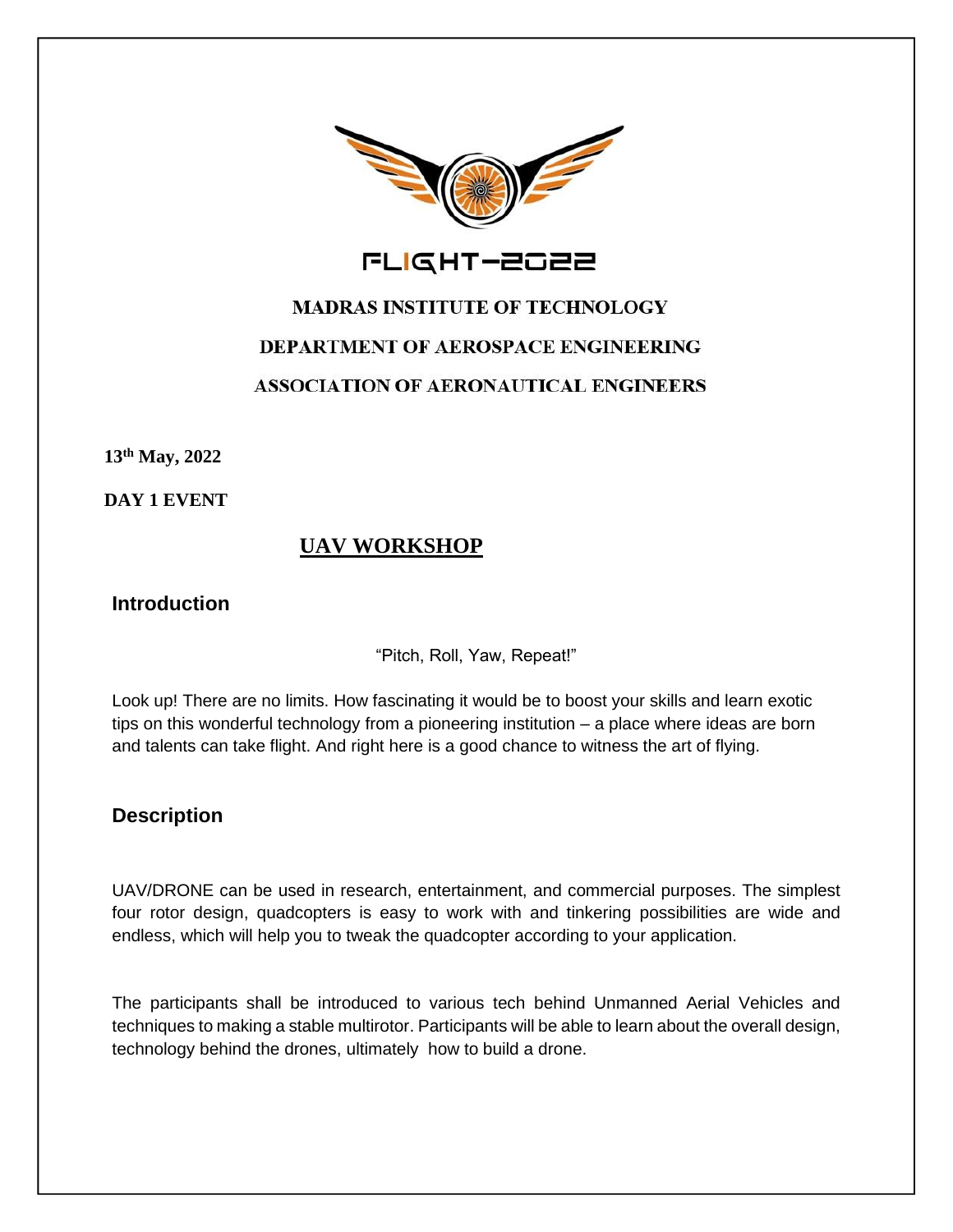FLIGHT-2022

**MADRAS INSTITUTE OF TECHNOLOGY**

**DEPARTMENT OF AEROSPACE ENGINEERING**

**ASSOCIATION OF AERONAUTICAL ENGINEERS**

**13th May, 2022**

**DAY 1 EVENT**

# UAV WORKSHOP

## Introduction

"Pitch, Roll, Yaw, Repeat!"

Look up! There are no limits. How fascinating it would be to boost your skills and learn exotic tips on this wonderful technology from a pioneering institution – a place where ideas are born and talents can take flight. And right here is a good chance to witness the art of flying.

## Description

UAV/DRONE can be used in research, entertainment, and commercial purposes. The simplest four rotor design, quadcopters is easy to work with and tinkering possibilities are wide and endless, which will help you to tweak the quadcopter according to your application.

The participants shall be introduced to various tech behind Unmanned Aerial Vehicles and techniques to making a stable multirotor. Participants will be able to learn about the overall design, technology behind the drones, ultimately how to build a drone.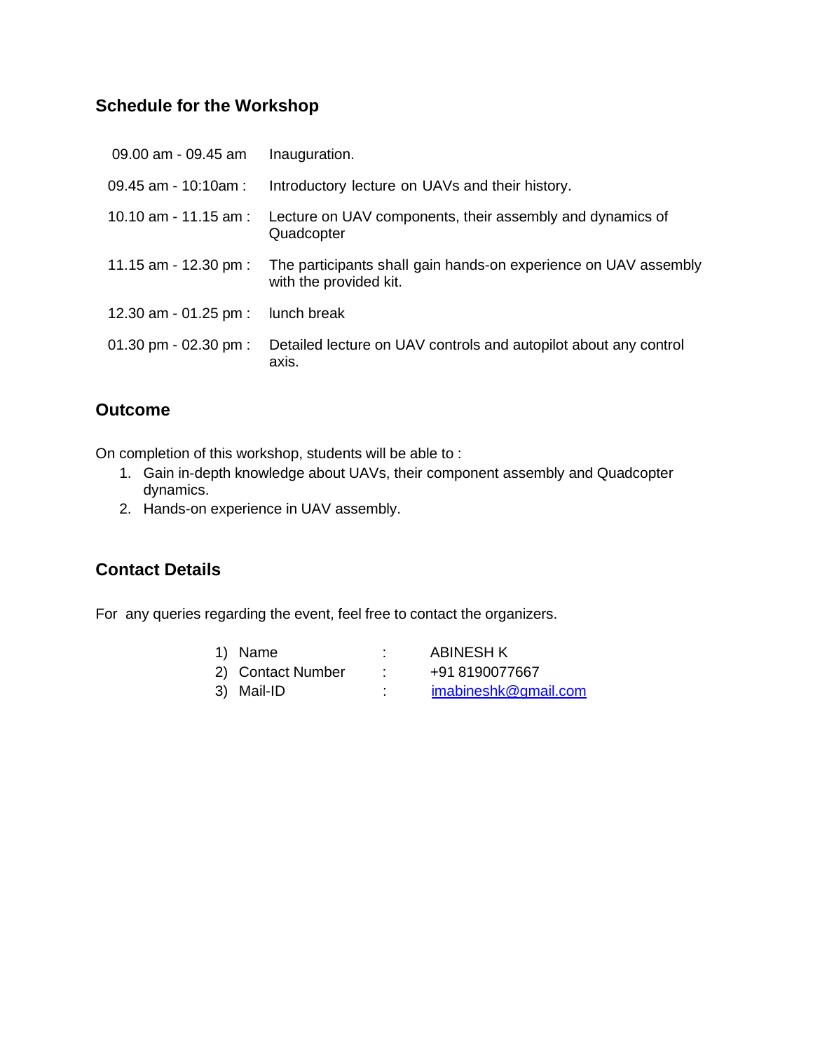## Schedule for the Workshop

| | |
|---|---|
| 09.00 am - 09.45 am | Inauguration. |
| 09.45 am - 10:10am : | Introductory lecture on UAVs and their history. |
| 10.10 am - 11.15 am : | Lecture on UAV components, their assembly and dynamics of Quadcopter |
| 11.15 am - 12.30 pm : | The participants shall gain hands-on experience on UAV assembly with the provided kit. |
| 12.30 am - 01.25 pm : | lunch break |
| 01.30 pm - 02.30 pm : | Detailed lecture on UAV controls and autopilot about any control axis. |

## Outcome

On completion of this workshop, students will be able to :

1. Gain in-depth knowledge about UAVs, their component assembly and Quadcopter dynamics.
2. Hands-on experience in UAV assembly.

## Contact Details

For any queries regarding the event, feel free to contact the organizers.

| | | |
|---|---|---|
| 1) Name | : | ABINESH K |
| 2) Contact Number | : | +91 8190077667 |
| 3) Mail-ID | : | imabineshk@gmail.com |